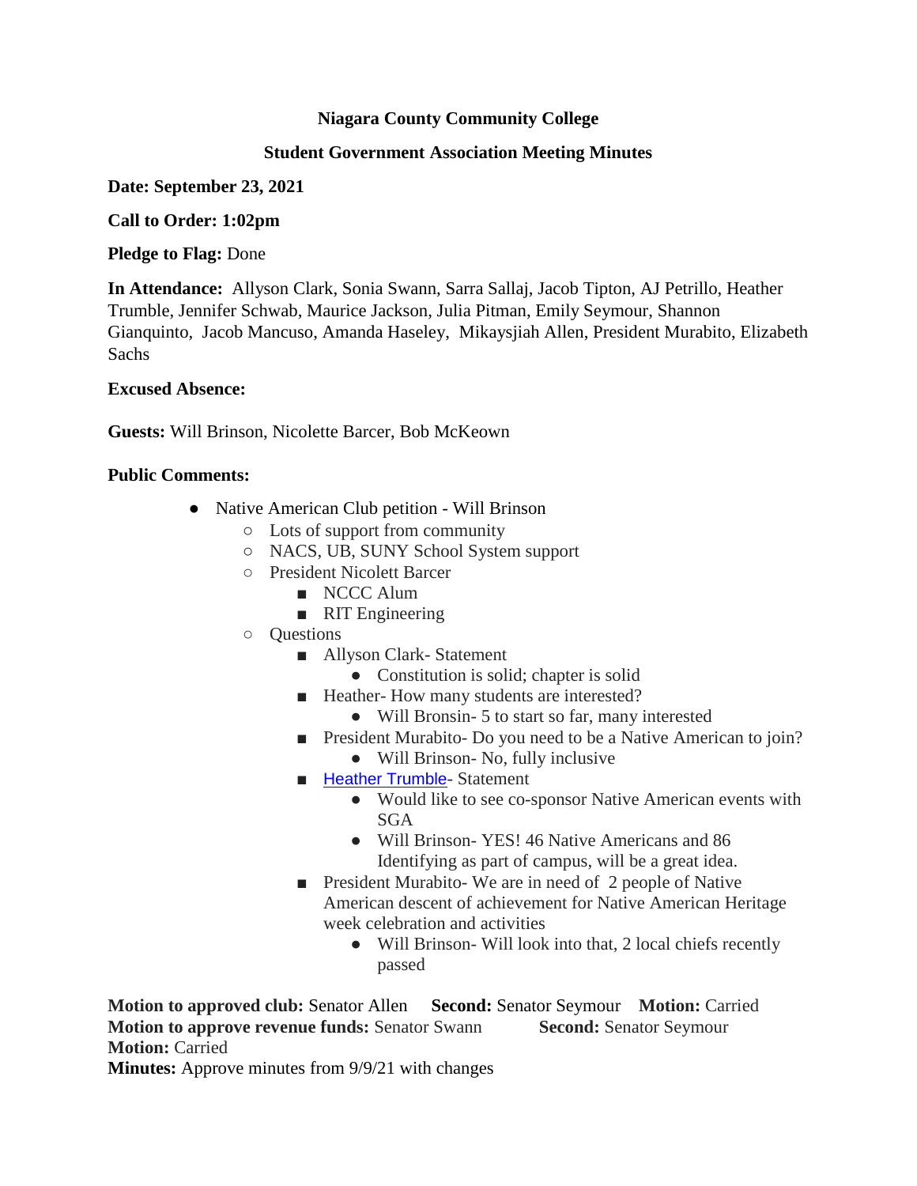**Niagara County Community College**

**Student Government Association Meeting Minutes**

**Date: September 23, 2021**

**Call to Order: 1:02pm**

**Pledge to Flag:** Done

**In Attendance:** Allyson Clark, Sonia Swann, Sarra Sallaj, Jacob Tipton, AJ Petrillo, Heather Trumble, Jennifer Schwab, Maurice Jackson, Julia Pitman, Emily Seymour, Shannon Gianquinto, Jacob Mancuso, Amanda Haseley, Mikaysjiah Allen, President Murabito, Elizabeth Sachs

**Excused Absence:**

**Guests:** Will Brinson, Nicolette Barcer, Bob McKeown

**Public Comments:**

- Native American Club petition - Will Brinson
  - Lots of support from community
  - NACS, UB, SUNY School System support
  - President Nicolett Barcer
    - NCCC Alum
    - RIT Engineering
  - Questions
    - Allyson Clark- Statement
      - Constitution is solid; chapter is solid
    - Heather- How many students are interested?
      - Will Bronsin- 5 to start so far, many interested
    - President Murabito- Do you need to be a Native American to join?
      - Will Brinson- No, fully inclusive
    - Heather Trumble- Statement
      - Would like to see co-sponsor Native American events with SGA
      - Will Brinson- YES! 46 Native Americans and 86 Identifying as part of campus, will be a great idea.
    - President Murabito- We are in need of 2 people of Native American descent of achievement for Native American Heritage week celebration and activities
      - Will Brinson- Will look into that, 2 local chiefs recently passed

**Motion to approved club:** Senator Allen **Second:** Senator Seymour **Motion:** Carried
**Motion to approve revenue funds:** Senator Swann **Second:** Senator Seymour
**Motion:** Carried
**Minutes:** Approve minutes from 9/9/21 with changes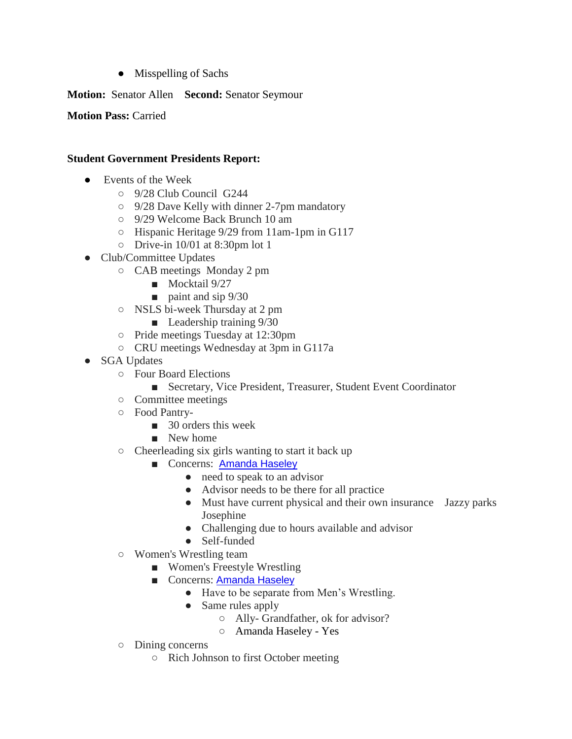- Misspelling of Sachs

**Motion:** Senator Allen **Second:** Senator Seymour

**Motion Pass:** Carried

**Student Government Presidents Report:**

- Events of the Week
  - 9/28 Club Council G244
  - 9/28 Dave Kelly with dinner 2-7pm mandatory
  - 9/29 Welcome Back Brunch 10 am
  - Hispanic Heritage 9/29 from 11am-1pm in G117
  - Drive-in 10/01 at 8:30pm lot 1
- Club/Committee Updates
  - CAB meetings Monday 2 pm
    - Mocktail 9/27
    - paint and sip 9/30
  - NSLS bi-week Thursday at 2 pm
    - Leadership training 9/30
  - Pride meetings Tuesday at 12:30pm
  - CRU meetings Wednesday at 3pm in G117a
- SGA Updates
  - Four Board Elections
    - Secretary, Vice President, Treasurer, Student Event Coordinator
  - Committee meetings
  - Food Pantry-
    - 30 orders this week
    - New home
  - Cheerleading six girls wanting to start it back up
    - Concerns: Amanda Haseley
      - need to speak to an advisor
      - Advisor needs to be there for all practice
      - Must have current physical and their own insurance Jazzy parks Josephine
      - Challenging due to hours available and advisor
      - Self-funded
  - Women's Wrestling team
    - Women's Freestyle Wrestling
    - Concerns: Amanda Haseley
      - Have to be separate from Men's Wrestling.
      - Same rules apply
        - Ally- Grandfather, ok for advisor?
        - Amanda Haseley - Yes
  - Dining concerns
    - Rich Johnson to first October meeting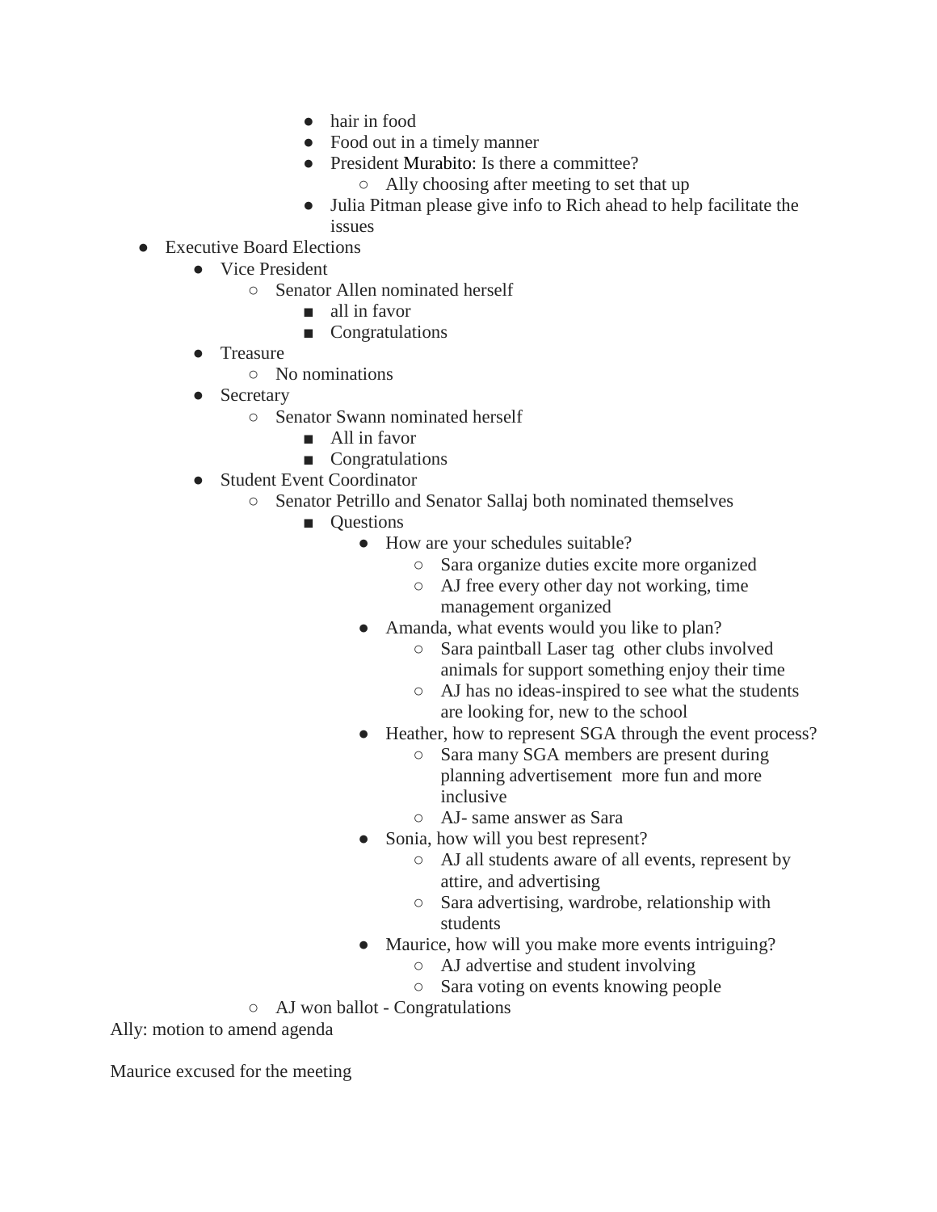- hair in food
        - Food out in a timely manner
        - President Murabito: Is there a committee?
            - Ally choosing after meeting to set that up
        - Julia Pitman please give info to Rich ahead to help facilitate the issues
- Executive Board Elections
    - Vice President
        - Senator Allen nominated herself
            - all in favor
            - Congratulations
    - Treasure
        - No nominations
    - Secretary
        - Senator Swann nominated herself
            - All in favor
            - Congratulations
    - Student Event Coordinator
        - Senator Petrillo and Senator Sallaj both nominated themselves
            - Questions
                - How are your schedules suitable?
                    - Sara organize duties excite more organized
                    - AJ free every other day not working, time management organized
                - Amanda, what events would you like to plan?
                    - Sara paintball Laser tag other clubs involved animals for support something enjoy their time
                    - AJ has no ideas-inspired to see what the students are looking for, new to the school
                - Heather, how to represent SGA through the event process?
                    - Sara many SGA members are present during planning advertisement more fun and more inclusive
                    - AJ- same answer as Sara
                - Sonia, how will you best represent?
                    - AJ all students aware of all events, represent by attire, and advertising
                    - Sara advertising, wardrobe, relationship with students
                - Maurice, how will you make more events intriguing?
                    - AJ advertise and student involving
                    - Sara voting on events knowing people
        - AJ won ballot - Congratulations

Ally: motion to amend agenda

Maurice excused for the meeting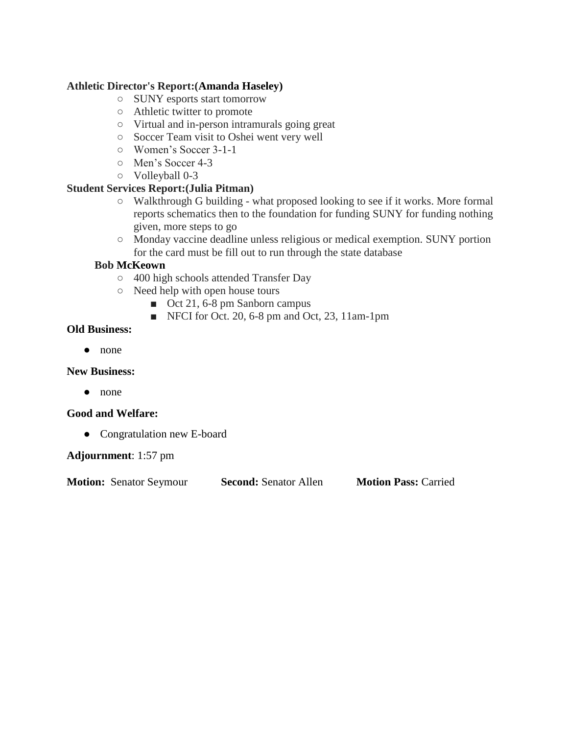**Athletic Director's Report:(Amanda Haseley)**

- SUNY esports start tomorrow
- Athletic twitter to promote
- Virtual and in-person intramurals going great
- Soccer Team visit to Oshei went very well
- Women's Soccer 3-1-1
- Men's Soccer 4-3
- Volleyball 0-3

**Student Services Report:(Julia Pitman)**

- Walkthrough G building - what proposed looking to see if it works. More formal reports schematics then to the foundation for funding SUNY for funding nothing given, more steps to go
- Monday vaccine deadline unless religious or medical exemption. SUNY portion for the card must be fill out to run through the state database

**Bob McKeown**

- 400 high schools attended Transfer Day
- Need help with open house tours
  - Oct 21, 6-8 pm Sanborn campus
  - NFCI for Oct. 20, 6-8 pm and Oct, 23, 11am-1pm

**Old Business:**

- none

**New Business:**

- none

**Good and Welfare:**

- Congratulation new E-board

**Adjournment**: 1:57 pm

**Motion:** Senator Seymour **Second:** Senator Allen **Motion Pass:** Carried